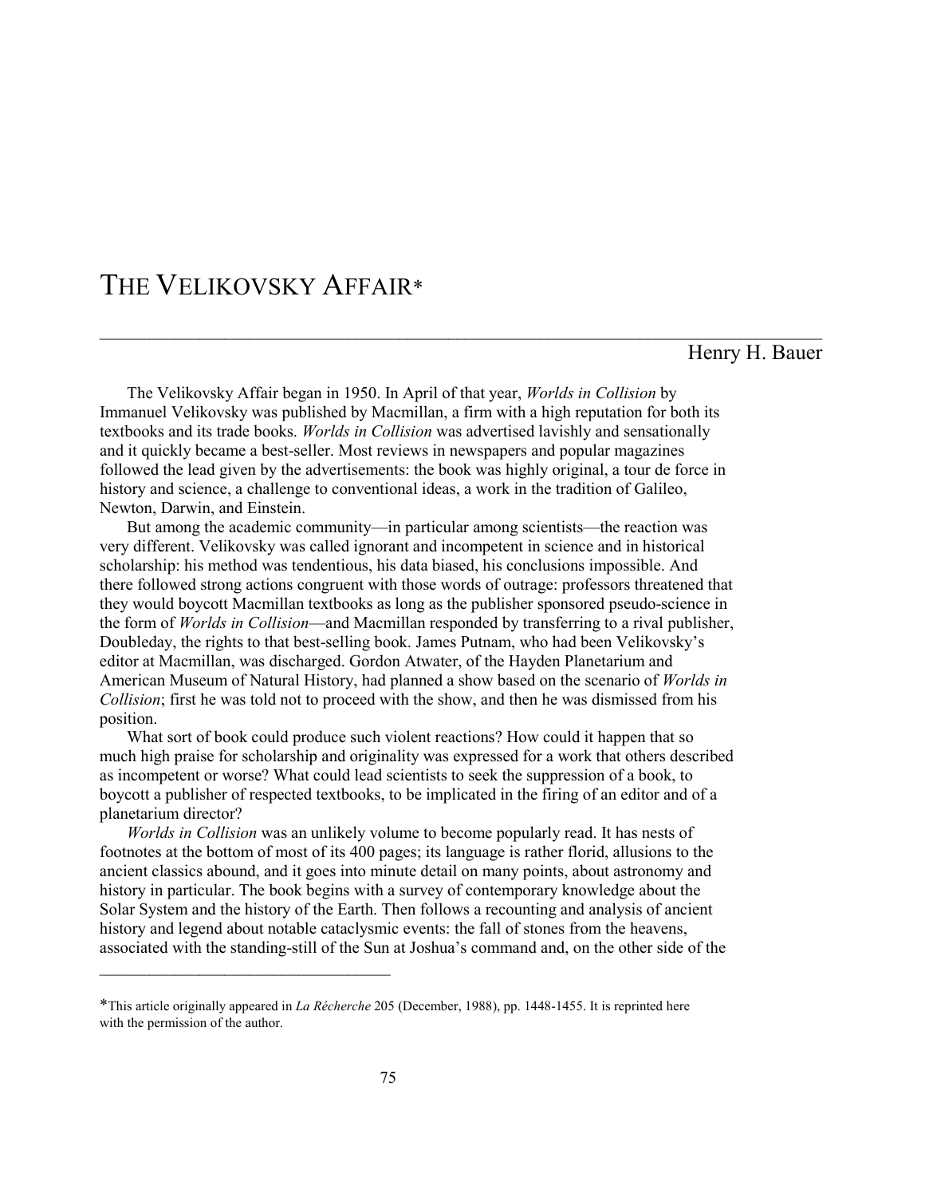# THE VELIKOVSKY AFFAIR*

Henry H. Bauer

The Velikovsky Affair began in 1950. In April of that year, *Worlds in Collision* by Immanuel Velikovsky was published by Macmillan, a firm with a high reputation for both its textbooks and its trade books. *Worlds in Collision* was advertised lavishly and sensationally and it quickly became a best-seller. Most reviews in newspapers and popular magazines followed the lead given by the advertisements: the book was highly original, a tour de force in history and science, a challenge to conventional ideas, a work in the tradition of Galileo, Newton, Darwin, and Einstein.

But among the academic community—in particular among scientists—the reaction was very different. Velikovsky was called ignorant and incompetent in science and in historical scholarship: his method was tendentious, his data biased, his conclusions impossible. And there followed strong actions congruent with those words of outrage: professors threatened that they would boycott Macmillan textbooks as long as the publisher sponsored pseudo-science in the form of *Worlds in Collision*—and Macmillan responded by transferring to a rival publisher, Doubleday, the rights to that best-selling book. James Putnam, who had been Velikovsky's editor at Macmillan, was discharged. Gordon Atwater, of the Hayden Planetarium and American Museum of Natural History, had planned a show based on the scenario of *Worlds in Collision*; first he was told not to proceed with the show, and then he was dismissed from his position.

What sort of book could produce such violent reactions? How could it happen that so much high praise for scholarship and originality was expressed for a work that others described as incompetent or worse? What could lead scientists to seek the suppression of a book, to boycott a publisher of respected textbooks, to be implicated in the firing of an editor and of a planetarium director?

*Worlds in Collision* was an unlikely volume to become popularly read. It has nests of footnotes at the bottom of most of its 400 pages; its language is rather florid, allusions to the ancient classics abound, and it goes into minute detail on many points, about astronomy and history in particular. The book begins with a survey of contemporary knowledge about the Solar System and the history of the Earth. Then follows a recounting and analysis of ancient history and legend about notable cataclysmic events: the fall of stones from the heavens, associated with the standing-still of the Sun at Joshua's command and, on the other side of the

---

*This article originally appeared in *La Récherche* 205 (December, 1988), pp. 1448-1455. It is reprinted here with the permission of the author.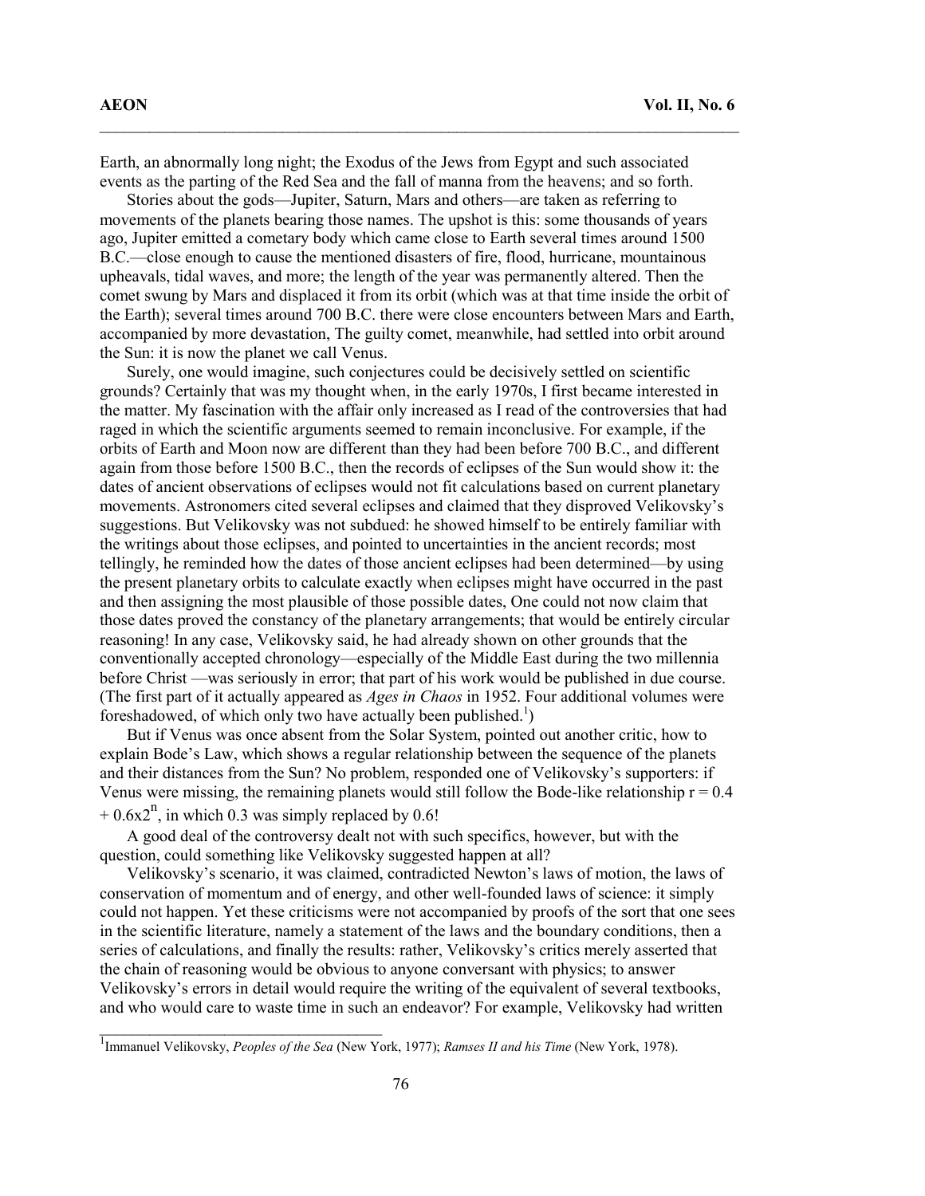Earth, an abnormally long night; the Exodus of the Jews from Egypt and such associated events as the parting of the Red Sea and the fall of manna from the heavens; and so forth.

Stories about the gods—Jupiter, Saturn, Mars and others—are taken as referring to movements of the planets bearing those names. The upshot is this: some thousands of years ago, Jupiter emitted a cometary body which came close to Earth several times around 1500 B.C.—close enough to cause the mentioned disasters of fire, flood, hurricane, mountainous upheavals, tidal waves, and more; the length of the year was permanently altered. Then the comet swung by Mars and displaced it from its orbit (which was at that time inside the orbit of the Earth); several times around 700 B.C. there were close encounters between Mars and Earth, accompanied by more devastation, The guilty comet, meanwhile, had settled into orbit around the Sun: it is now the planet we call Venus.

Surely, one would imagine, such conjectures could be decisively settled on scientific grounds? Certainly that was my thought when, in the early 1970s, I first became interested in the matter. My fascination with the affair only increased as I read of the controversies that had raged in which the scientific arguments seemed to remain inconclusive. For example, if the orbits of Earth and Moon now are different than they had been before 700 B.C., and different again from those before 1500 B.C., then the records of eclipses of the Sun would show it: the dates of ancient observations of eclipses would not fit calculations based on current planetary movements. Astronomers cited several eclipses and claimed that they disproved Velikovsky's suggestions. But Velikovsky was not subdued: he showed himself to be entirely familiar with the writings about those eclipses, and pointed to uncertainties in the ancient records; most tellingly, he reminded how the dates of those ancient eclipses had been determined—by using the present planetary orbits to calculate exactly when eclipses might have occurred in the past and then assigning the most plausible of those possible dates, One could not now claim that those dates proved the constancy of the planetary arrangements; that would be entirely circular reasoning! In any case, Velikovsky said, he had already shown on other grounds that the conventionally accepted chronology—especially of the Middle East during the two millennia before Christ —was seriously in error; that part of his work would be published in due course. (The first part of it actually appeared as *Ages in Chaos* in 1952. Four additional volumes were foreshadowed, of which only two have actually been published.[1])

But if Venus was once absent from the Solar System, pointed out another critic, how to explain Bode's Law, which shows a regular relationship between the sequence of the planets and their distances from the Sun? No problem, responded one of Velikovsky's supporters: if Venus were missing, the remaining planets would still follow the Bode-like relationship $r = 0.4 + 0.6x2^n$, in which 0.3 was simply replaced by 0.6!

A good deal of the controversy dealt not with such specifics, however, but with the question, could something like Velikovsky suggested happen at all?

Velikovsky's scenario, it was claimed, contradicted Newton's laws of motion, the laws of conservation of momentum and of energy, and other well-founded laws of science: it simply could not happen. Yet these criticisms were not accompanied by proofs of the sort that one sees in the scientific literature, namely a statement of the laws and the boundary conditions, then a series of calculations, and finally the results: rather, Velikovsky's critics merely asserted that the chain of reasoning would be obvious to anyone conversant with physics; to answer Velikovsky's errors in detail would require the writing of the equivalent of several textbooks, and who would care to waste time in such an endeavor? For example, Velikovsky had written

---

[1]Immanuel Velikovsky, *Peoples of the Sea* (New York, 1977); *Ramses II and his Time* (New York, 1978).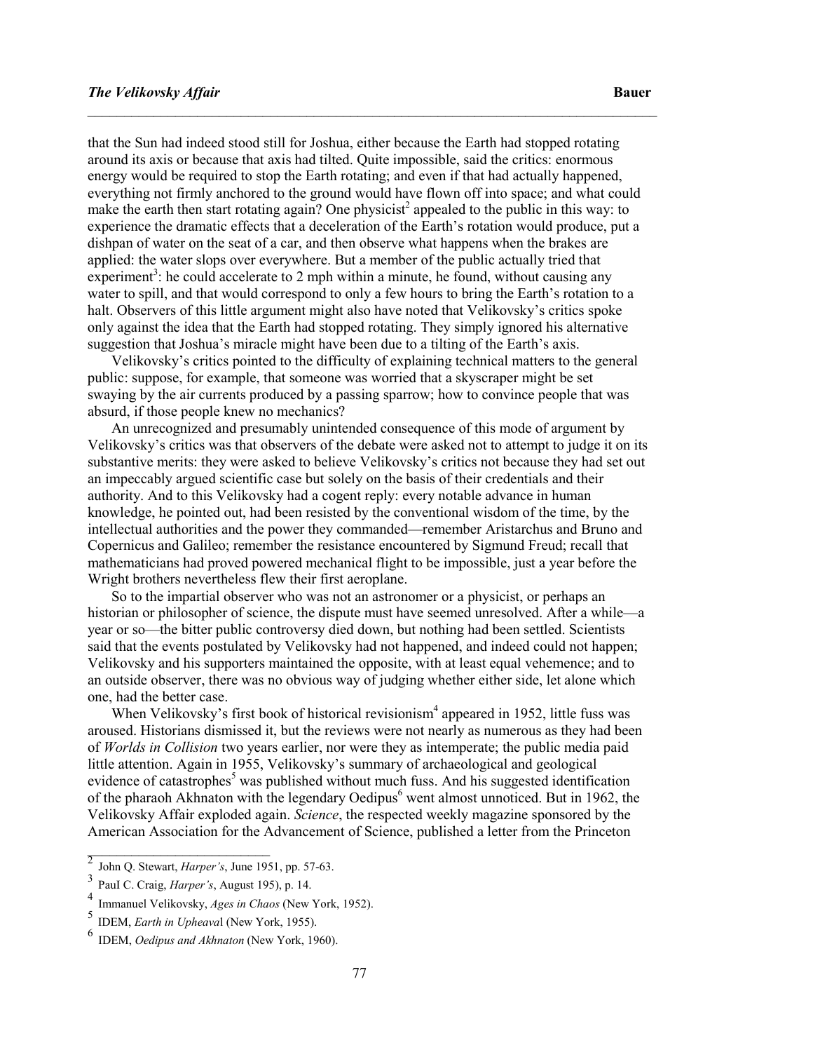that the Sun had indeed stood still for Joshua, either because the Earth had stopped rotating around its axis or because that axis had tilted. Quite impossible, said the critics: enormous energy would be required to stop the Earth rotating; and even if that had actually happened, everything not firmly anchored to the ground would have flown off into space; and what could make the earth then start rotating again? One physicist[2] appealed to the public in this way: to experience the dramatic effects that a deceleration of the Earth's rotation would produce, put a dishpan of water on the seat of a car, and then observe what happens when the brakes are applied: the water slops over everywhere. But a member of the public actually tried that experiment[3]: he could accelerate to 2 mph within a minute, he found, without causing any water to spill, and that would correspond to only a few hours to bring the Earth's rotation to a halt. Observers of this little argument might also have noted that Velikovsky's critics spoke only against the idea that the Earth had stopped rotating. They simply ignored his alternative suggestion that Joshua's miracle might have been due to a tilting of the Earth's axis.

Velikovsky's critics pointed to the difficulty of explaining technical matters to the general public: suppose, for example, that someone was worried that a skyscraper might be set swaying by the air currents produced by a passing sparrow; how to convince people that was absurd, if those people knew no mechanics?

An unrecognized and presumably unintended consequence of this mode of argument by Velikovsky's critics was that observers of the debate were asked not to attempt to judge it on its substantive merits: they were asked to believe Velikovsky's critics not because they had set out an impeccably argued scientific case but solely on the basis of their credentials and their authority. And to this Velikovsky had a cogent reply: every notable advance in human knowledge, he pointed out, had been resisted by the conventional wisdom of the time, by the intellectual authorities and the power they commanded—remember Aristarchus and Bruno and Copernicus and Galileo; remember the resistance encountered by Sigmund Freud; recall that mathematicians had proved powered mechanical flight to be impossible, just a year before the Wright brothers nevertheless flew their first aeroplane.

So to the impartial observer who was not an astronomer or a physicist, or perhaps an historian or philosopher of science, the dispute must have seemed unresolved. After a while—a year or so—the bitter public controversy died down, but nothing had been settled. Scientists said that the events postulated by Velikovsky had not happened, and indeed could not happen; Velikovsky and his supporters maintained the opposite, with at least equal vehemence; and to an outside observer, there was no obvious way of judging whether either side, let alone which one, had the better case.

When Velikovsky's first book of historical revisionism[4] appeared in 1952, little fuss was aroused. Historians dismissed it, but the reviews were not nearly as numerous as they had been of *Worlds in Collision* two years earlier, nor were they as intemperate; the public media paid little attention. Again in 1955, Velikovsky's summary of archaeological and geological evidence of catastrophes[5] was published without much fuss. And his suggested identification of the pharaoh Akhnaton with the legendary Oedipus[6] went almost unnoticed. But in 1962, the Velikovsky Affair exploded again. *Science*, the respected weekly magazine sponsored by the American Association for the Advancement of Science, published a letter from the Princeton

---

2 John Q. Stewart, *Harper's*, June 1951, pp. 57-63.

3 Paul C. Craig, *Harper's*, August 195), p. 14.

4 Immanuel Velikovsky, *Ages in Chaos* (New York, 1952).

5 IDEM, *Earth in Upheaval* (New York, 1955).

6 IDEM, *Oedipus and Akhnaton* (New York, 1960).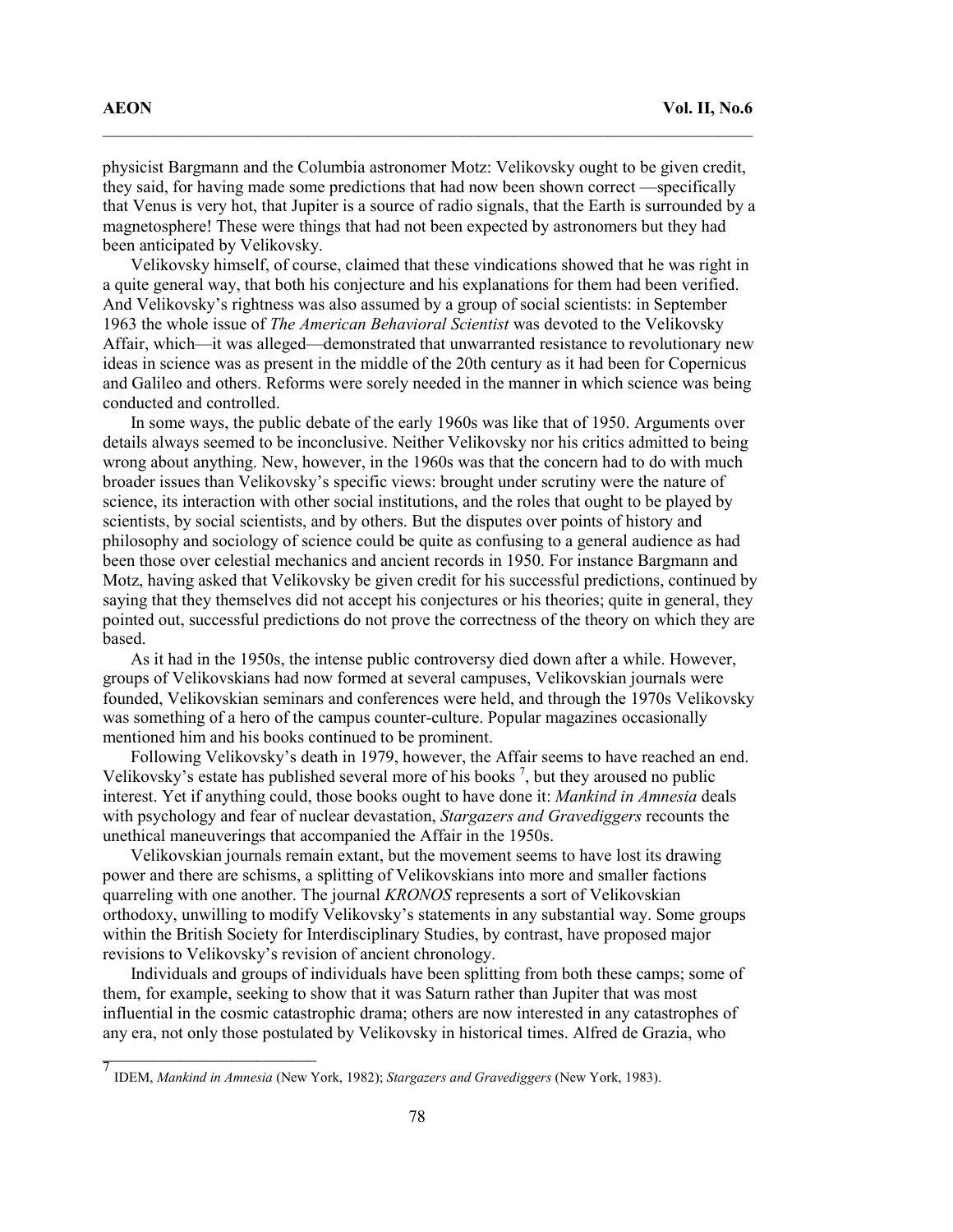physicist Bargmann and the Columbia astronomer Motz: Velikovsky ought to be given credit, they said, for having made some predictions that had now been shown correct —specifically that Venus is very hot, that Jupiter is a source of radio signals, that the Earth is surrounded by a magnetosphere! These were things that had not been expected by astronomers but they had been anticipated by Velikovsky.

Velikovsky himself, of course, claimed that these vindications showed that he was right in a quite general way, that both his conjecture and his explanations for them had been verified. And Velikovsky's rightness was also assumed by a group of social scientists: in September 1963 the whole issue of *The American Behavioral Scientist* was devoted to the Velikovsky Affair, which—it was alleged—demonstrated that unwarranted resistance to revolutionary new ideas in science was as present in the middle of the 20th century as it had been for Copernicus and Galileo and others. Reforms were sorely needed in the manner in which science was being conducted and controlled.

In some ways, the public debate of the early 1960s was like that of 1950. Arguments over details always seemed to be inconclusive. Neither Velikovsky nor his critics admitted to being wrong about anything. New, however, in the 1960s was that the concern had to do with much broader issues than Velikovsky's specific views: brought under scrutiny were the nature of science, its interaction with other social institutions, and the roles that ought to be played by scientists, by social scientists, and by others. But the disputes over points of history and philosophy and sociology of science could be quite as confusing to a general audience as had been those over celestial mechanics and ancient records in 1950. For instance Bargmann and Motz, having asked that Velikovsky be given credit for his successful predictions, continued by saying that they themselves did not accept his conjectures or his theories; quite in general, they pointed out, successful predictions do not prove the correctness of the theory on which they are based.

As it had in the 1950s, the intense public controversy died down after a while. However, groups of Velikovskians had now formed at several campuses, Velikovskian journals were founded, Velikovskian seminars and conferences were held, and through the 1970s Velikovsky was something of a hero of the campus counter-culture. Popular magazines occasionally mentioned him and his books continued to be prominent.

Following Velikovsky's death in 1979, however, the Affair seems to have reached an end. Velikovsky's estate has published several more of his books [7], but they aroused no public interest. Yet if anything could, those books ought to have done it: *Mankind in Amnesia* deals with psychology and fear of nuclear devastation, *Stargazers and Gravediggers* recounts the unethical maneuverings that accompanied the Affair in the 1950s.

Velikovskian journals remain extant, but the movement seems to have lost its drawing power and there are schisms, a splitting of Velikovskians into more and smaller factions quarreling with one another. The journal *KRONOS* represents a sort of Velikovskian orthodoxy, unwilling to modify Velikovsky's statements in any substantial way. Some groups within the British Society for Interdisciplinary Studies, by contrast, have proposed major revisions to Velikovsky's revision of ancient chronology.

Individuals and groups of individuals have been splitting from both these camps; some of them, for example, seeking to show that it was Saturn rather than Jupiter that was most influential in the cosmic catastrophic drama; others are now interested in any catastrophes of any era, not only those postulated by Velikovsky in historical times. Alfred de Grazia, who

---

[7] IDEM, *Mankind in Amnesia* (New York, 1982); *Stargazers and Gravediggers* (New York, 1983).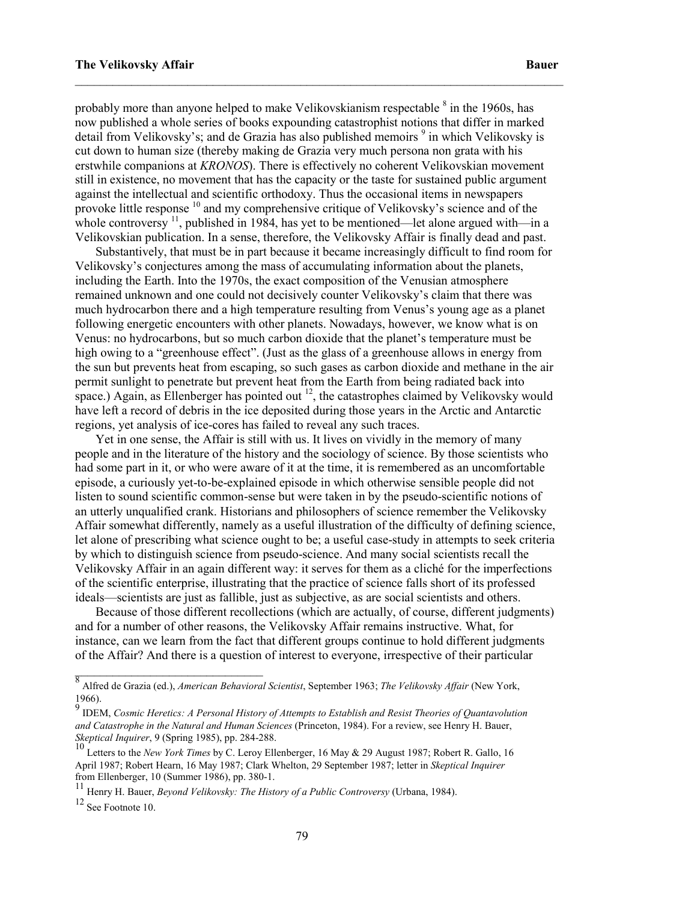probably more than anyone helped to make Velikovskianism respectable [8] in the 1960s, has now published a whole series of books expounding catastrophist notions that differ in marked detail from Velikovsky's; and de Grazia has also published memoirs [9] in which Velikovsky is cut down to human size (thereby making de Grazia very much persona non grata with his erstwhile companions at *KRONOS*). There is effectively no coherent Velikovskian movement still in existence, no movement that has the capacity or the taste for sustained public argument against the intellectual and scientific orthodoxy. Thus the occasional items in newspapers provoke little response [10] and my comprehensive critique of Velikovsky's science and of the whole controversy [11], published in 1984, has yet to be mentioned—let alone argued with—in a Velikovskian publication. In a sense, therefore, the Velikovsky Affair is finally dead and past.

Substantively, that must be in part because it became increasingly difficult to find room for Velikovsky's conjectures among the mass of accumulating information about the planets, including the Earth. Into the 1970s, the exact composition of the Venusian atmosphere remained unknown and one could not decisively counter Velikovsky's claim that there was much hydrocarbon there and a high temperature resulting from Venus's young age as a planet following energetic encounters with other planets. Nowadays, however, we know what is on Venus: no hydrocarbons, but so much carbon dioxide that the planet's temperature must be high owing to a "greenhouse effect". (Just as the glass of a greenhouse allows in energy from the sun but prevents heat from escaping, so such gases as carbon dioxide and methane in the air permit sunlight to penetrate but prevent heat from the Earth from being radiated back into space.) Again, as Ellenberger has pointed out [12], the catastrophes claimed by Velikovsky would have left a record of debris in the ice deposited during those years in the Arctic and Antarctic regions, yet analysis of ice-cores has failed to reveal any such traces.

Yet in one sense, the Affair is still with us. It lives on vividly in the memory of many people and in the literature of the history and the sociology of science. By those scientists who had some part in it, or who were aware of it at the time, it is remembered as an uncomfortable episode, a curiously yet-to-be-explained episode in which otherwise sensible people did not listen to sound scientific common-sense but were taken in by the pseudo-scientific notions of an utterly unqualified crank. Historians and philosophers of science remember the Velikovsky Affair somewhat differently, namely as a useful illustration of the difficulty of defining science, let alone of prescribing what science ought to be; a useful case-study in attempts to seek criteria by which to distinguish science from pseudo-science. And many social scientists recall the Velikovsky Affair in an again different way: it serves for them as a cliché for the imperfections of the scientific enterprise, illustrating that the practice of science falls short of its professed ideals—scientists are just as fallible, just as subjective, as are social scientists and others.

Because of those different recollections (which are actually, of course, different judgments) and for a number of other reasons, the Velikovsky Affair remains instructive. What, for instance, can we learn from the fact that different groups continue to hold different judgments of the Affair? And there is a question of interest to everyone, irrespective of their particular

---

[8] Alfred de Grazia (ed.), *American Behavioral Scientist*, September 1963; *The Velikovsky Affair* (New York, 1966).

[9] IDEM, *Cosmic Heretics: A Personal History of Attempts to Establish and Resist Theories of Quantavolution and Catastrophe in the Natural and Human Sciences* (Princeton, 1984). For a review, see Henry H. Bauer, *Skeptical Inquirer*, 9 (Spring 1985), pp. 284-288.

[10] Letters to the *New York Times* by C. Leroy Ellenberger, 16 May & 29 August 1987; Robert R. Gallo, 16 April 1987; Robert Hearn, 16 May 1987; Clark Whelton, 29 September 1987; letter in *Skeptical Inquirer* from Ellenberger, 10 (Summer 1986), pp. 380-1.

[11] Henry H. Bauer, *Beyond Velikovsky: The History of a Public Controversy* (Urbana, 1984).

[12] See Footnote 10.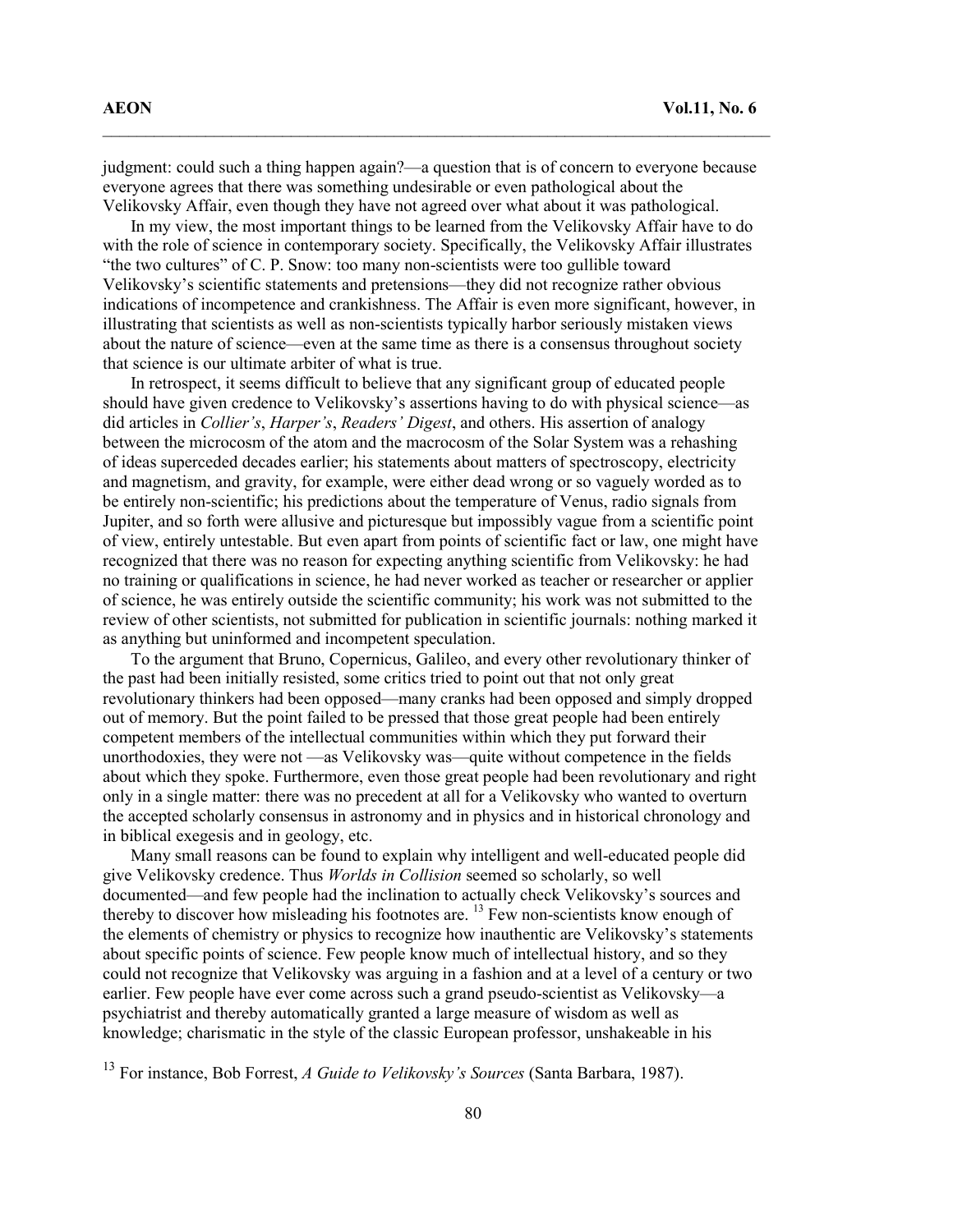judgment: could such a thing happen again?—a question that is of concern to everyone because everyone agrees that there was something undesirable or even pathological about the Velikovsky Affair, even though they have not agreed over what about it was pathological.

In my view, the most important things to be learned from the Velikovsky Affair have to do with the role of science in contemporary society. Specifically, the Velikovsky Affair illustrates "the two cultures" of C. P. Snow: too many non-scientists were too gullible toward Velikovsky's scientific statements and pretensions—they did not recognize rather obvious indications of incompetence and crankishness. The Affair is even more significant, however, in illustrating that scientists as well as non-scientists typically harbor seriously mistaken views about the nature of science—even at the same time as there is a consensus throughout society that science is our ultimate arbiter of what is true.

In retrospect, it seems difficult to believe that any significant group of educated people should have given credence to Velikovsky's assertions having to do with physical science—as did articles in *Collier's*, *Harper's*, *Readers' Digest*, and others. His assertion of analogy between the microcosm of the atom and the macrocosm of the Solar System was a rehashing of ideas superceded decades earlier; his statements about matters of spectroscopy, electricity and magnetism, and gravity, for example, were either dead wrong or so vaguely worded as to be entirely non-scientific; his predictions about the temperature of Venus, radio signals from Jupiter, and so forth were allusive and picturesque but impossibly vague from a scientific point of view, entirely untestable. But even apart from points of scientific fact or law, one might have recognized that there was no reason for expecting anything scientific from Velikovsky: he had no training or qualifications in science, he had never worked as teacher or researcher or applier of science, he was entirely outside the scientific community; his work was not submitted to the review of other scientists, not submitted for publication in scientific journals: nothing marked it as anything but uninformed and incompetent speculation.

To the argument that Bruno, Copernicus, Galileo, and every other revolutionary thinker of the past had been initially resisted, some critics tried to point out that not only great revolutionary thinkers had been opposed—many cranks had been opposed and simply dropped out of memory. But the point failed to be pressed that those great people had been entirely competent members of the intellectual communities within which they put forward their unorthodoxies, they were not —as Velikovsky was—quite without competence in the fields about which they spoke. Furthermore, even those great people had been revolutionary and right only in a single matter: there was no precedent at all for a Velikovsky who wanted to overturn the accepted scholarly consensus in astronomy and in physics and in historical chronology and in biblical exegesis and in geology, etc.

Many small reasons can be found to explain why intelligent and well-educated people did give Velikovsky credence. Thus *Worlds in Collision* seemed so scholarly, so well documented—and few people had the inclination to actually check Velikovsky's sources and thereby to discover how misleading his footnotes are. [13] Few non-scientists know enough of the elements of chemistry or physics to recognize how inauthentic are Velikovsky's statements about specific points of science. Few people know much of intellectual history, and so they could not recognize that Velikovsky was arguing in a fashion and at a level of a century or two earlier. Few people have ever come across such a grand pseudo-scientist as Velikovsky—a psychiatrist and thereby automatically granted a large measure of wisdom as well as knowledge; charismatic in the style of the classic European professor, unshakeable in his

[13] For instance, Bob Forrest, *A Guide to Velikovsky's Sources* (Santa Barbara, 1987).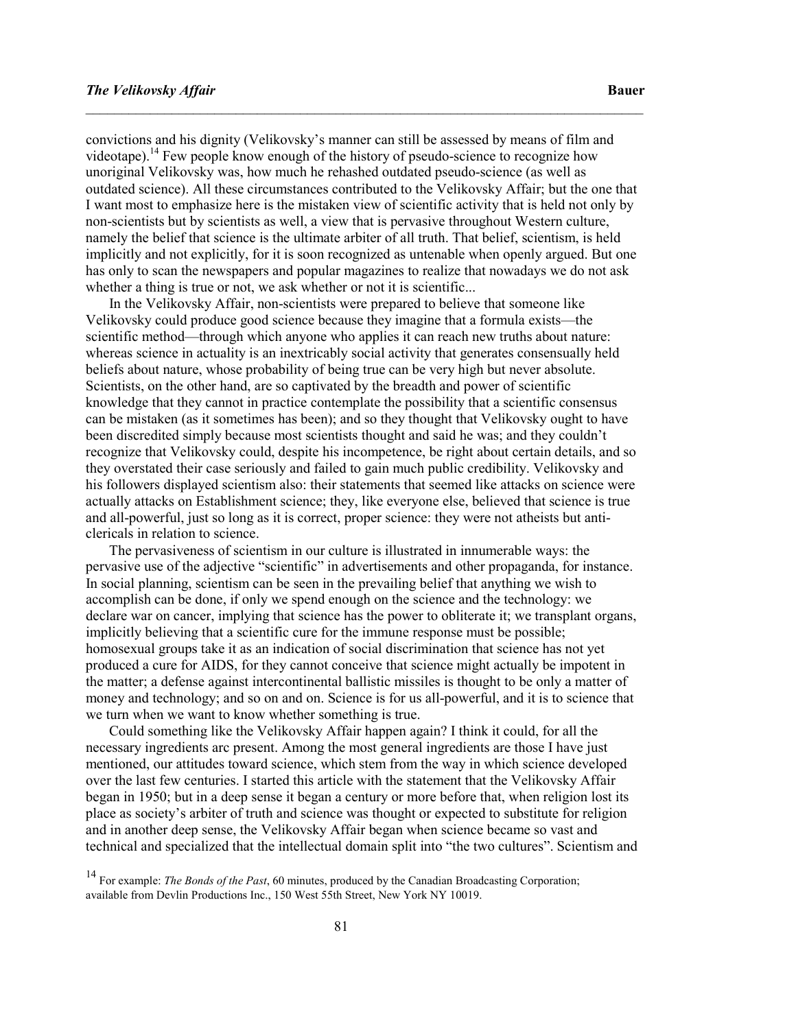convictions and his dignity (Velikovsky's manner can still be assessed by means of film and videotape).[14] Few people know enough of the history of pseudo-science to recognize how unoriginal Velikovsky was, how much he rehashed outdated pseudo-science (as well as outdated science). All these circumstances contributed to the Velikovsky Affair; but the one that I want most to emphasize here is the mistaken view of scientific activity that is held not only by non-scientists but by scientists as well, a view that is pervasive throughout Western culture, namely the belief that science is the ultimate arbiter of all truth. That belief, scientism, is held implicitly and not explicitly, for it is soon recognized as untenable when openly argued. But one has only to scan the newspapers and popular magazines to realize that nowadays we do not ask whether a thing is true or not, we ask whether or not it is scientific...

In the Velikovsky Affair, non-scientists were prepared to believe that someone like Velikovsky could produce good science because they imagine that a formula exists—the scientific method—through which anyone who applies it can reach new truths about nature: whereas science in actuality is an inextricably social activity that generates consensually held beliefs about nature, whose probability of being true can be very high but never absolute. Scientists, on the other hand, are so captivated by the breadth and power of scientific knowledge that they cannot in practice contemplate the possibility that a scientific consensus can be mistaken (as it sometimes has been); and so they thought that Velikovsky ought to have been discredited simply because most scientists thought and said he was; and they couldn't recognize that Velikovsky could, despite his incompetence, be right about certain details, and so they overstated their case seriously and failed to gain much public credibility. Velikovsky and his followers displayed scientism also: their statements that seemed like attacks on science were actually attacks on Establishment science; they, like everyone else, believed that science is true and all-powerful, just so long as it is correct, proper science: they were not atheists but anti-clericals in relation to science.

The pervasiveness of scientism in our culture is illustrated in innumerable ways: the pervasive use of the adjective "scientific" in advertisements and other propaganda, for instance. In social planning, scientism can be seen in the prevailing belief that anything we wish to accomplish can be done, if only we spend enough on the science and the technology: we declare war on cancer, implying that science has the power to obliterate it; we transplant organs, implicitly believing that a scientific cure for the immune response must be possible; homosexual groups take it as an indication of social discrimination that science has not yet produced a cure for AIDS, for they cannot conceive that science might actually be impotent in the matter; a defense against intercontinental ballistic missiles is thought to be only a matter of money and technology; and so on and on. Science is for us all-powerful, and it is to science that we turn when we want to know whether something is true.

Could something like the Velikovsky Affair happen again? I think it could, for all the necessary ingredients arc present. Among the most general ingredients are those I have just mentioned, our attitudes toward science, which stem from the way in which science developed over the last few centuries. I started this article with the statement that the Velikovsky Affair began in 1950; but in a deep sense it began a century or more before that, when religion lost its place as society's arbiter of truth and science was thought or expected to substitute for religion and in another deep sense, the Velikovsky Affair began when science became so vast and technical and specialized that the intellectual domain split into "the two cultures". Scientism and

[14] For example: *The Bonds of the Past*, 60 minutes, produced by the Canadian Broadcasting Corporation; available from Devlin Productions Inc., 150 West 55th Street, New York NY 10019.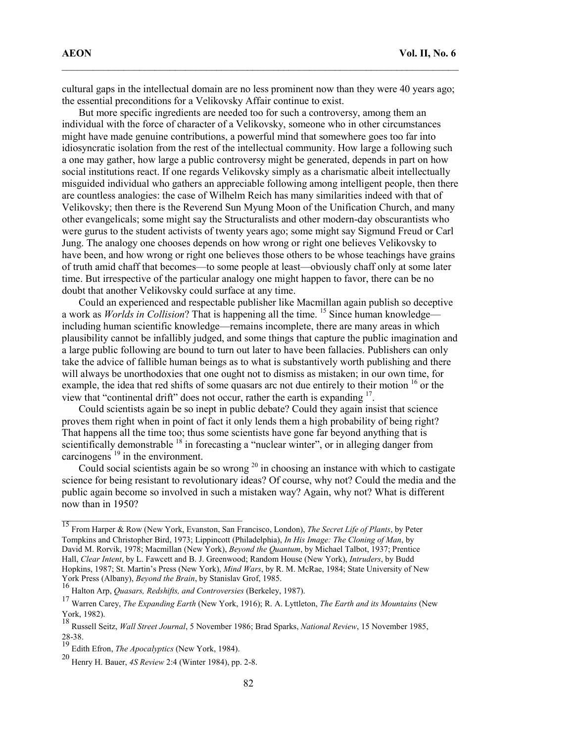cultural gaps in the intellectual domain are no less prominent now than they were 40 years ago; the essential preconditions for a Velikovsky Affair continue to exist.

But more specific ingredients are needed too for such a controversy, among them an individual with the force of character of a Velikovsky, someone who in other circumstances might have made genuine contributions, a powerful mind that somewhere goes too far into idiosyncratic isolation from the rest of the intellectual community. How large a following such a one may gather, how large a public controversy might be generated, depends in part on how social institutions react. If one regards Velikovsky simply as a charismatic albeit intellectually misguided individual who gathers an appreciable following among intelligent people, then there are countless analogies: the case of Wilhelm Reich has many similarities indeed with that of Velikovsky; then there is the Reverend Sun Myung Moon of the Unification Church, and many other evangelicals; some might say the Structuralists and other modern-day obscurantists who were gurus to the student activists of twenty years ago; some might say Sigmund Freud or Carl Jung. The analogy one chooses depends on how wrong or right one believes Velikovsky to have been, and how wrong or right one believes those others to be whose teachings have grains of truth amid chaff that becomes—to some people at least—obviously chaff only at some later time. But irrespective of the particular analogy one might happen to favor, there can be no doubt that another Velikovsky could surface at any time.

Could an experienced and respectable publisher like Macmillan again publish so deceptive a work as *Worlds in Collision*? That is happening all the time. [15] Since human knowledge—including human scientific knowledge—remains incomplete, there are many areas in which plausibility cannot be infallibly judged, and some things that capture the public imagination and a large public following are bound to turn out later to have been fallacies. Publishers can only take the advice of fallible human beings as to what is substantively worth publishing and there will always be unorthodoxies that one ought not to dismiss as mistaken; in our own time, for example, the idea that red shifts of some quasars arc not due entirely to their motion [16] or the view that "continental drift" does not occur, rather the earth is expanding [17].

Could scientists again be so inept in public debate? Could they again insist that science proves them right when in point of fact it only lends them a high probability of being right? That happens all the time too; thus some scientists have gone far beyond anything that is scientifically demonstrable [18] in forecasting a "nuclear winter", or in alleging danger from carcinogens [19] in the environment.

Could social scientists again be so wrong [20] in choosing an instance with which to castigate science for being resistant to revolutionary ideas? Of course, why not? Could the media and the public again become so involved in such a mistaken way? Again, why not? What is different now than in 1950?

---

[15] From Harper & Row (New York, Evanston, San Francisco, London), *The Secret Life of Plants*, by Peter Tompkins and Christopher Bird, 1973; Lippincott (Philadelphia), *In His Image: The Cloning of Man*, by David M. Rorvik, 1978; Macmillan (New York), *Beyond the Quantum*, by Michael Talbot, 1937; Prentice Hall, *Clear Intent*, by L. Fawcett and B. J. Greenwood; Random House (New York), *Intruders*, by Budd Hopkins, 1987; St. Martin's Press (New York), *Mind Wars*, by R. M. McRae, 1984; State University of New York Press (Albany), *Beyond the Brain*, by Stanislav Grof, 1985.

[16] Halton Arp, *Quasars, Redshifts, and Controversies* (Berkeley, 1987).

[17] Warren Carey, *The Expanding Earth* (New York, 1916); R. A. Lyttleton, *The Earth and its Mountains* (New York, 1982).

[18] Russell Seitz, *Wall Street Journal*, 5 November 1986; Brad Sparks, *National Review*, 15 November 1985, 28-38.

[19] Edith Efron, *The Apocalyptics* (New York, 1984).

[20] Henry H. Bauer, *4S Review* 2:4 (Winter 1984), pp. 2-8.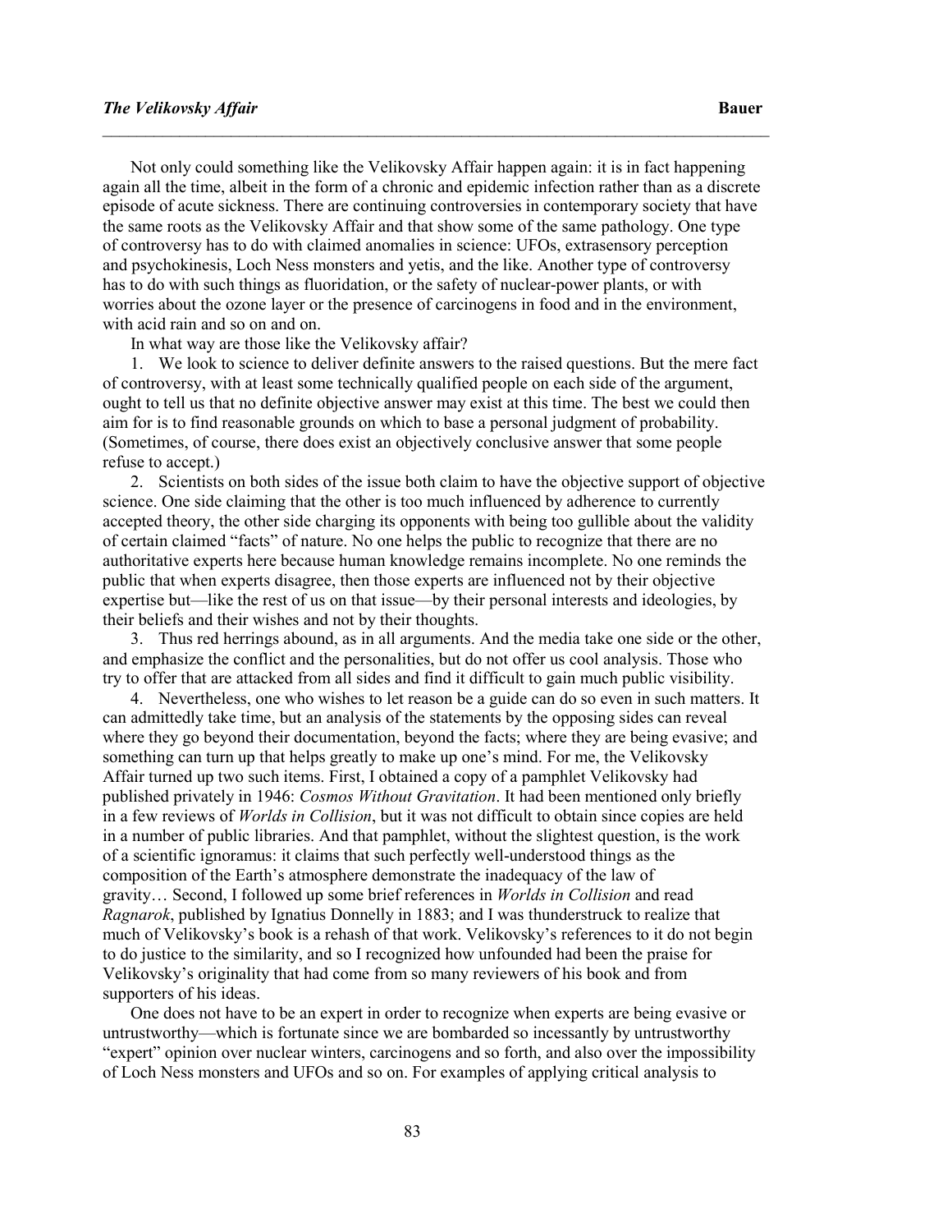Not only could something like the Velikovsky Affair happen again: it is in fact happening again all the time, albeit in the form of a chronic and epidemic infection rather than as a discrete episode of acute sickness. There are continuing controversies in contemporary society that have the same roots as the Velikovsky Affair and that show some of the same pathology. One type of controversy has to do with claimed anomalies in science: UFOs, extrasensory perception and psychokinesis, Loch Ness monsters and yetis, and the like. Another type of controversy has to do with such things as fluoridation, or the safety of nuclear-power plants, or with worries about the ozone layer or the presence of carcinogens in food and in the environment, with acid rain and so on and on.

In what way are those like the Velikovsky affair?

1. We look to science to deliver definite answers to the raised questions. But the mere fact of controversy, with at least some technically qualified people on each side of the argument, ought to tell us that no definite objective answer may exist at this time. The best we could then aim for is to find reasonable grounds on which to base a personal judgment of probability. (Sometimes, of course, there does exist an objectively conclusive answer that some people refuse to accept.)
2. Scientists on both sides of the issue both claim to have the objective support of objective science. One side claiming that the other is too much influenced by adherence to currently accepted theory, the other side charging its opponents with being too gullible about the validity of certain claimed "facts" of nature. No one helps the public to recognize that there are no authoritative experts here because human knowledge remains incomplete. No one reminds the public that when experts disagree, then those experts are influenced not by their objective expertise but—like the rest of us on that issue—by their personal interests and ideologies, by their beliefs and their wishes and not by their thoughts.
3. Thus red herrings abound, as in all arguments. And the media take one side or the other, and emphasize the conflict and the personalities, but do not offer us cool analysis. Those who try to offer that are attacked from all sides and find it difficult to gain much public visibility.
4. Nevertheless, one who wishes to let reason be a guide can do so even in such matters. It can admittedly take time, but an analysis of the statements by the opposing sides can reveal where they go beyond their documentation, beyond the facts; where they are being evasive; and something can turn up that helps greatly to make up one's mind. For me, the Velikovsky Affair turned up two such items. First, I obtained a copy of a pamphlet Velikovsky had published privately in 1946: *Cosmos Without Gravitation*. It had been mentioned only briefly in a few reviews of *Worlds in Collision*, but it was not difficult to obtain since copies are held in a number of public libraries. And that pamphlet, without the slightest question, is the work of a scientific ignoramus: it claims that such perfectly well-understood things as the composition of the Earth's atmosphere demonstrate the inadequacy of the law of gravity… Second, I followed up some brief references in *Worlds in Collision* and read *Ragnarok*, published by Ignatius Donnelly in 1883; and I was thunderstruck to realize that much of Velikovsky's book is a rehash of that work. Velikovsky's references to it do not begin to do justice to the similarity, and so I recognized how unfounded had been the praise for Velikovsky's originality that had come from so many reviewers of his book and from supporters of his ideas.

One does not have to be an expert in order to recognize when experts are being evasive or untrustworthy—which is fortunate since we are bombarded so incessantly by untrustworthy "expert" opinion over nuclear winters, carcinogens and so forth, and also over the impossibility of Loch Ness monsters and UFOs and so on. For examples of applying critical analysis to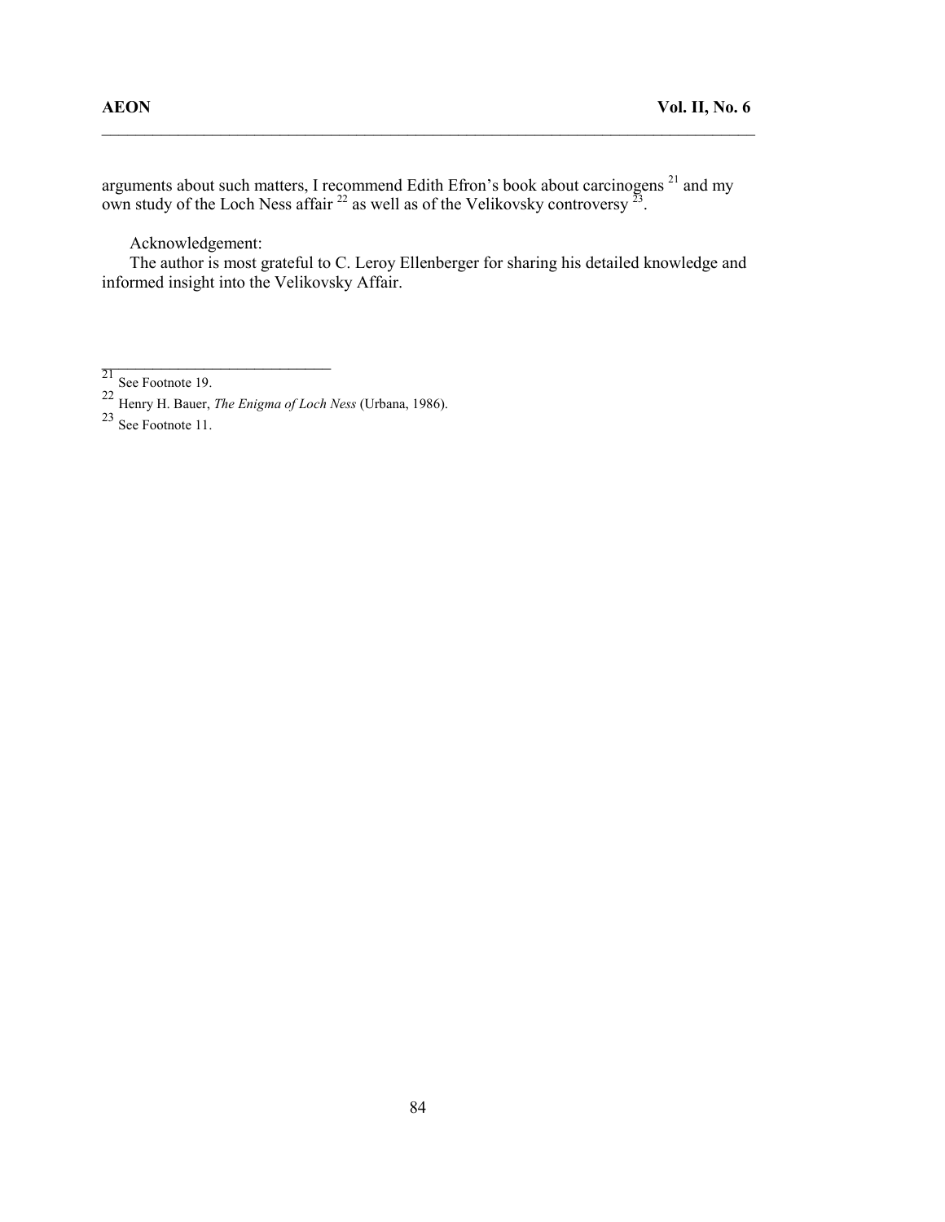arguments about such matters, I recommend Edith Efron's book about carcinogens [21] and my own study of the Loch Ness affair [22] as well as of the Velikovsky controversy [23].

Acknowledgement:

The author is most grateful to C. Leroy Ellenberger for sharing his detailed knowledge and informed insight into the Velikovsky Affair.

---

[21] See Footnote 19.

[22] Henry H. Bauer, *The Enigma of Loch Ness* (Urbana, 1986).

[23] See Footnote 11.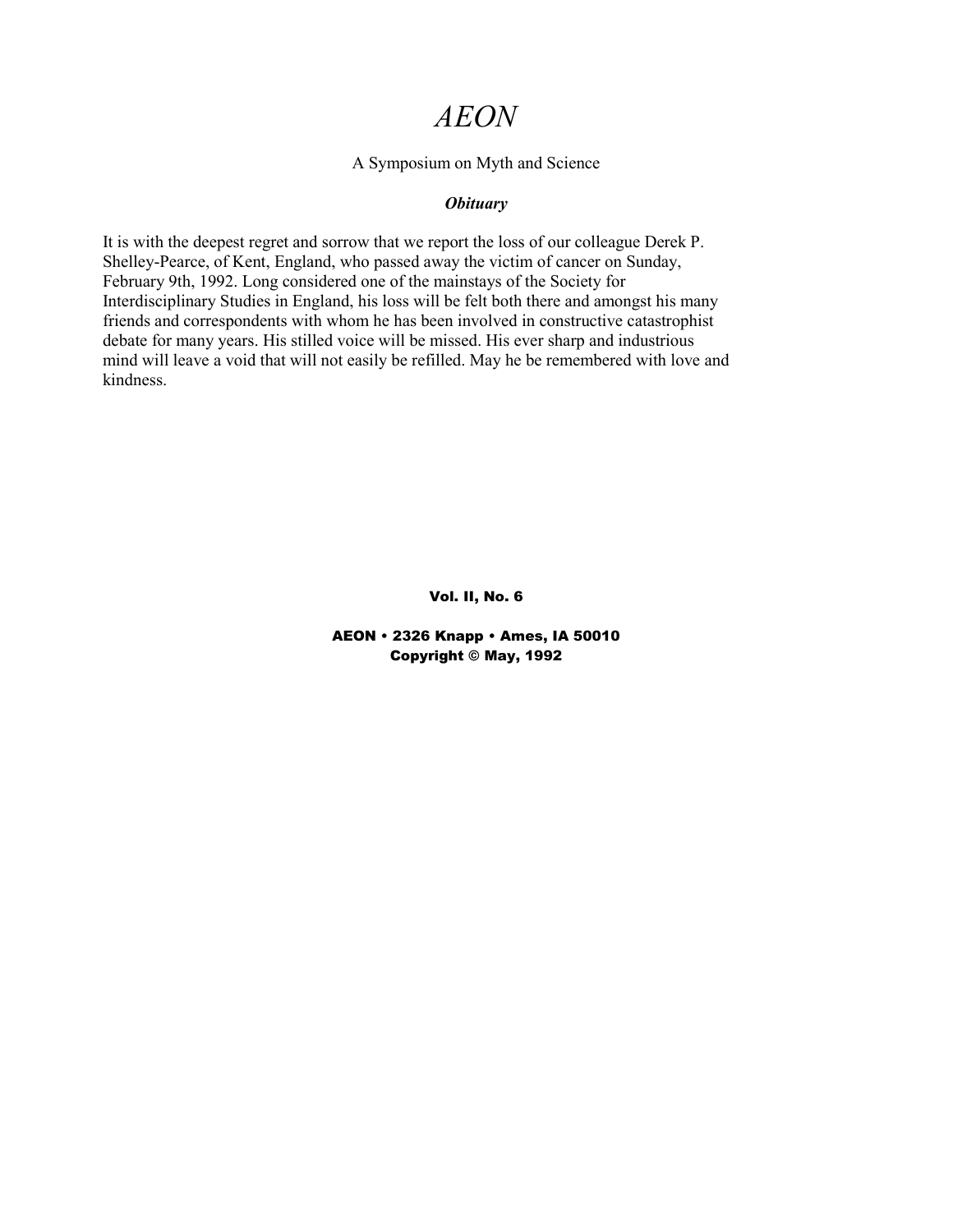# *AEON*

A Symposium on Myth and Science

***Obituary***

It is with the deepest regret and sorrow that we report the loss of our colleague Derek P. Shelley-Pearce, of Kent, England, who passed away the victim of cancer on Sunday, February 9th, 1992. Long considered one of the mainstays of the Society for Interdisciplinary Studies in England, his loss will be felt both there and amongst his many friends and correspondents with whom he has been involved in constructive catastrophist debate for many years. His stilled voice will be missed. His ever sharp and industrious mind will leave a void that will not easily be refilled. May he be remembered with love and kindness.

**Vol. II, No. 6**

**AEON • 2326 Knapp • Ames, IA 50010**
**Copyright © May, 1992**